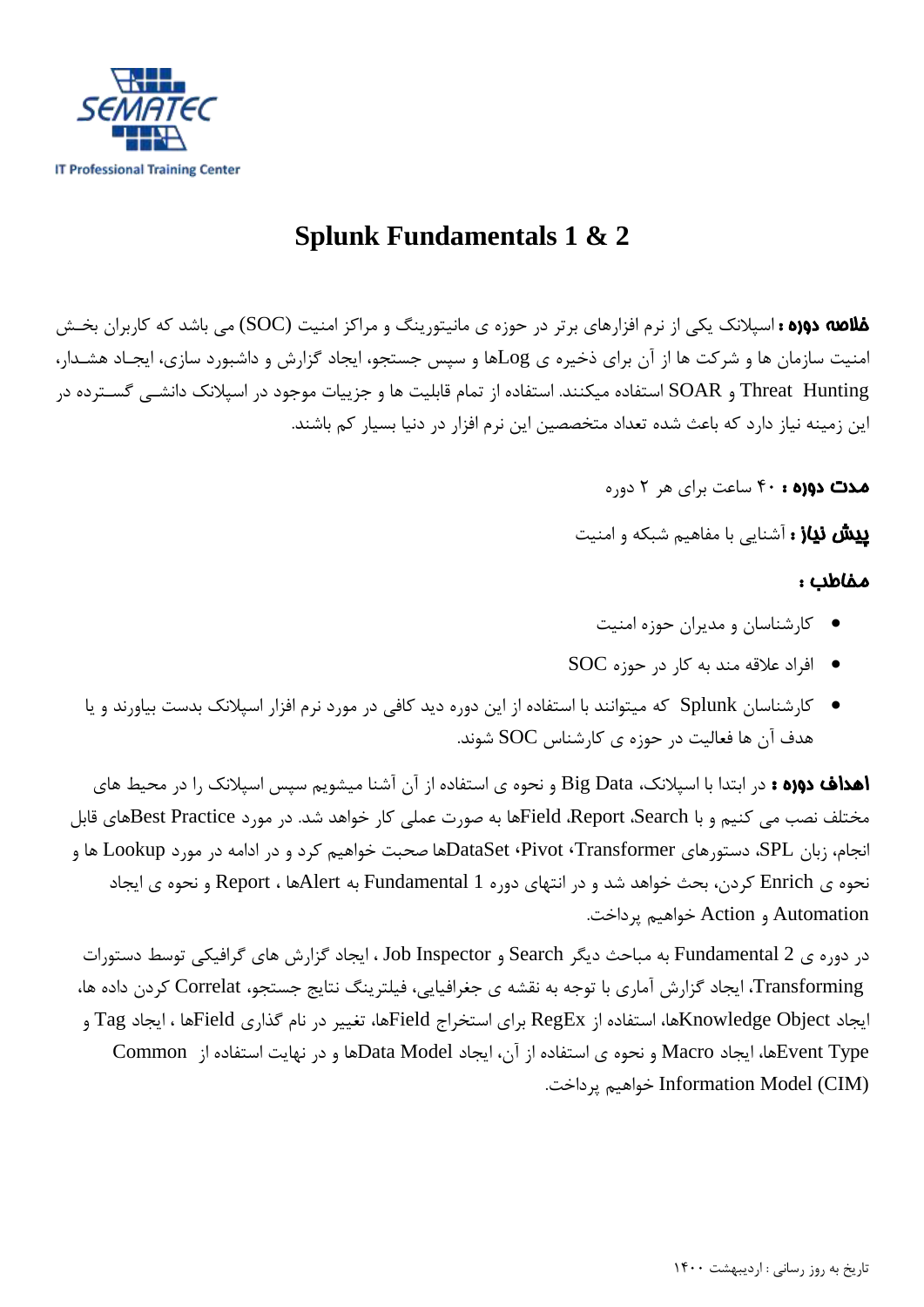SEMATEC

IT Professional Training Center

# Splunk Fundamentals 1 & 2

**خلاصه دوره :** اسپلانک یکی از نرم افزارهای برتر در حوزه ی مانیتورینگ و مراکز امنیت (SOC) می باشد که کاربران بخش امنیت سازمان ها و شرکت ها از آن برای ذخیره ی Logها و سپس جستجو، ایجاد گزارش و داشبورد سازی، ایجاد هشدار، Threat Hunting و SOAR استفاده میکنند. استفاده از تمام قابلیت ها و جزییات موجود در اسپلانک دانشی گسترده در این زمینه نیاز دارد که باعث شده تعداد متخصصین این نرم افزار در دنیا بسیار کم باشند.

**مدت دوره :** ۴۰ ساعت برای هر ۲ دوره

**پیش نیاز :** آشنایی با مفاهیم شبکه و امنیت

**مخاطب :**

- کارشناسان و مدیران حوزه امنیت
- افراد علاقه مند به کار در حوزه SOC
- کارشناسان Splunk که میتوانند با استفاده از این دوره دید کافی در مورد نرم افزار اسپلانک بدست بیاورند و یا هدف آن ها فعالیت در حوزه ی کارشناس SOC شوند.

**اهداف دوره :** در ابتدا با اسپلانک، Big Data و نحوه ی استفاده از آن آشنا میشویم سپس اسپلانک را در محیط های مختلف نصب می کنیم و با Search، Report، Fieldها به صورت عملی کار خواهد شد. در مورد Best Practiceهای قابل انجام، زبان SPL، دستورهای Transformer، Pivot، DataSetها صحبت خواهیم کرد و در ادامه در مورد Lookup ها و نحوه ی Enrich کردن، بحث خواهد شد و در انتهای دوره Fundamental 1 به Alertها ، Report و نحوه ی ایجاد Automation و Action خواهیم پرداخت.

در دوره ی Fundamental 2 به مباحث دیگر Search و Job Inspector ، ایجاد گزارش های گرافیکی توسط دستورات Transforming، ایجاد گزارش آماری با توجه به نقشه ی جغرافیایی، فیلترینگ نتایج جستجو، Correlat کردن داده ها، ایجاد Knowledge Objectها، استفاده از RegEx برای استخراج Fieldها، تغییر در نام گذاری Fieldها ، ایجاد Tag و Event Typeها، ایجاد Macro و نحوه ی استفاده از آن، ایجاد Data Modelها و در نهایت استفاده از Common Information Model (CIM) خواهیم پرداخت.

تاریخ به روز رسانی : اردیبهشت ۱۴۰۰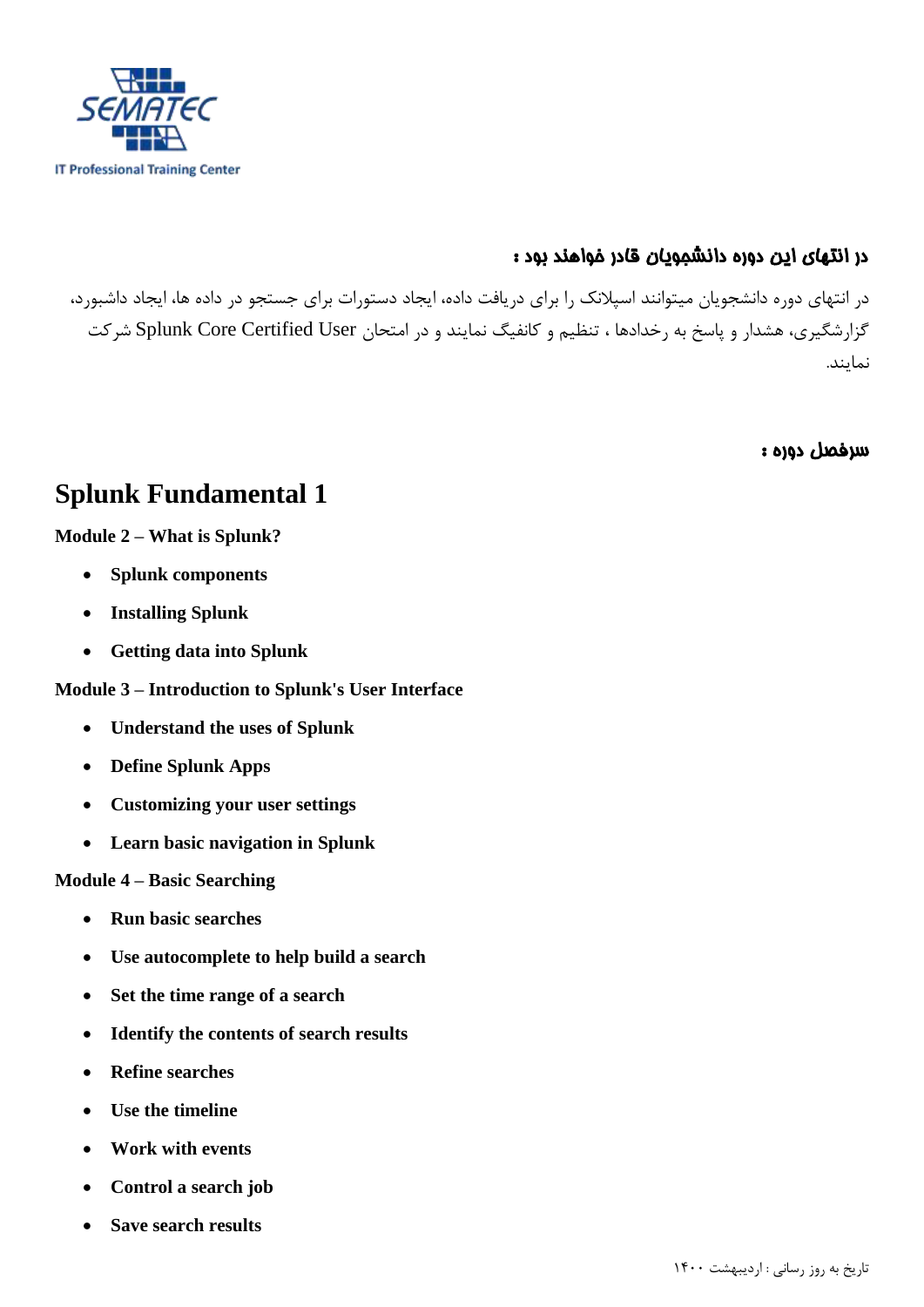### در انتهای این دوره دانشجویان قادر خواهند بود :

در انتهای دوره دانشجویان میتوانند اسپلانک را برای دریافت داده، ایجاد دستورات برای جستجو در داده ها، ایجاد داشبورد، گزارشگیری، هشدار و پاسخ به رخدادها ، تنظیم و کانفیگ نمایند و در امتحان Splunk Core Certified User شرکت نمایند.

### سرفصل دوره :

# Splunk Fundamental 1

**Module 2 – What is Splunk?**

- **Splunk components**
- **Installing Splunk**
- **Getting data into Splunk**

**Module 3 – Introduction to Splunk's User Interface**

- **Understand the uses of Splunk**
- **Define Splunk Apps**
- **Customizing your user settings**
- **Learn basic navigation in Splunk**

**Module 4 – Basic Searching**

- **Run basic searches**
- **Use autocomplete to help build a search**
- **Set the time range of a search**
- **Identify the contents of search results**
- **Refine searches**
- **Use the timeline**
- **Work with events**
- **Control a search job**
- **Save search results**

تاریخ به روز رسانی : اردیبهشت ۱۴۰۰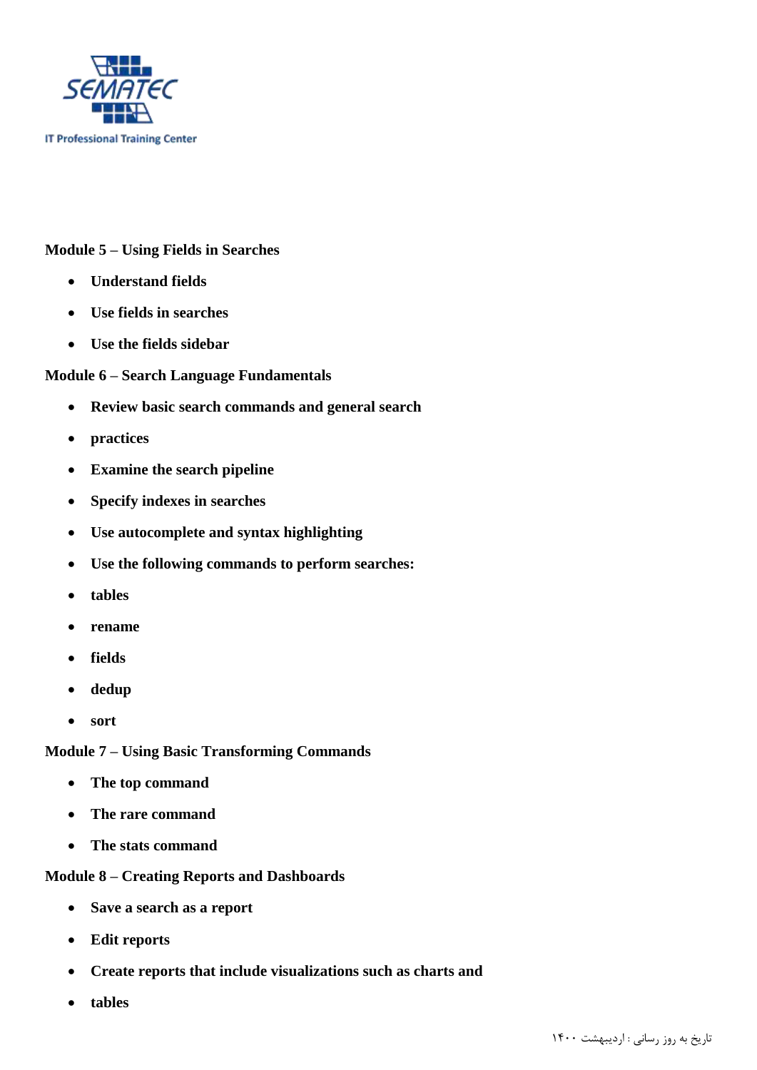**Module 5 – Using Fields in Searches**

- **Understand fields**
- **Use fields in searches**
- **Use the fields sidebar**

**Module 6 – Search Language Fundamentals**

- **Review basic search commands and general search**
- **practices**
- **Examine the search pipeline**
- **Specify indexes in searches**
- **Use autocomplete and syntax highlighting**
- **Use the following commands to perform searches:**
- **tables**
- **rename**
- **fields**
- **dedup**
- **sort**

**Module 7 – Using Basic Transforming Commands**

- **The top command**
- **The rare command**
- **The stats command**

**Module 8 – Creating Reports and Dashboards**

- **Save a search as a report**
- **Edit reports**
- **Create reports that include visualizations such as charts and**
- **tables**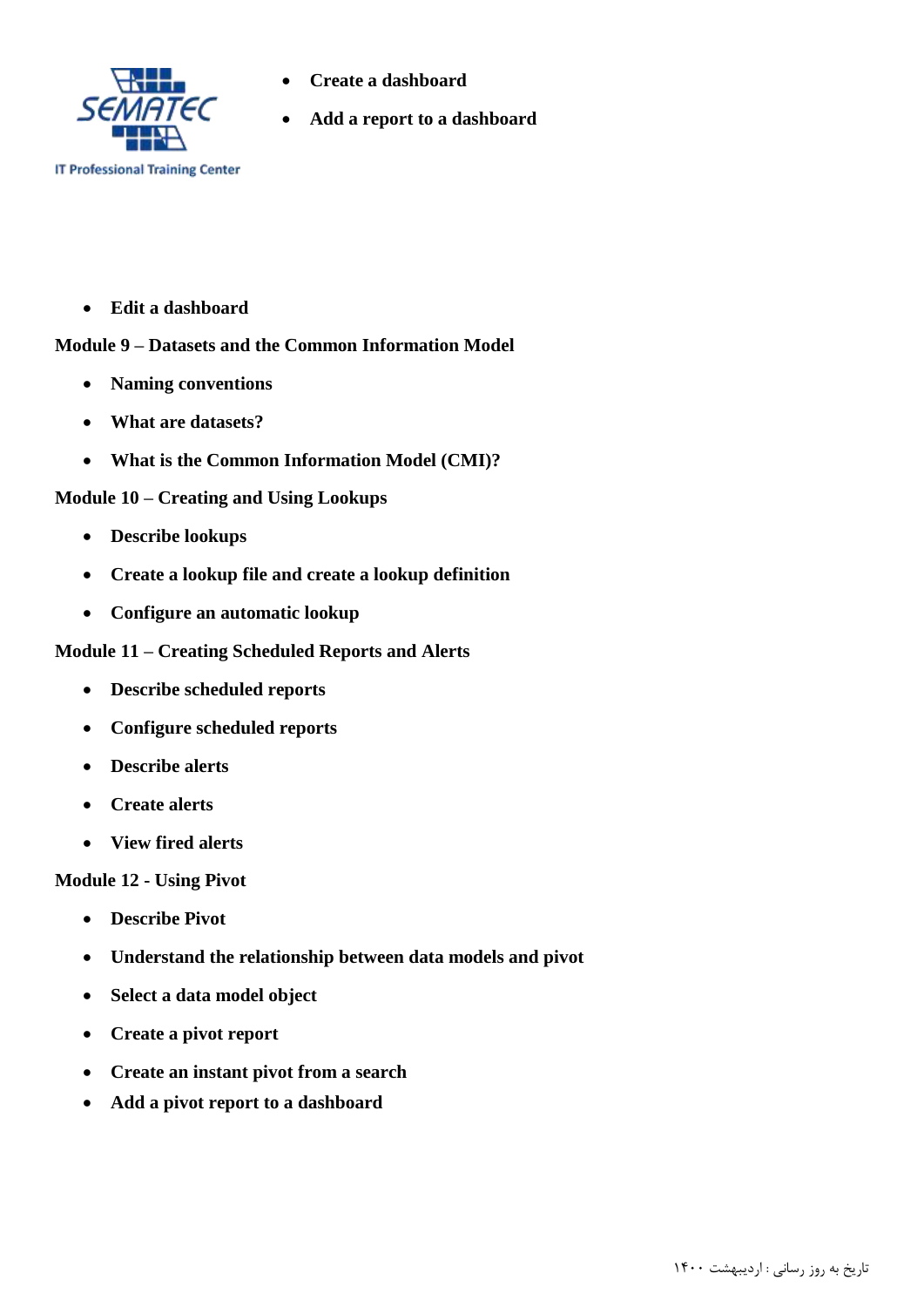- Create a dashboard
- Add a report to a dashboard
- Edit a dashboard

**Module 9 – Datasets and the Common Information Model**

- Naming conventions
- What are datasets?
- What is the Common Information Model (CMI)?

**Module 10 – Creating and Using Lookups**

- Describe lookups
- Create a lookup file and create a lookup definition
- Configure an automatic lookup

**Module 11 – Creating Scheduled Reports and Alerts**

- Describe scheduled reports
- Configure scheduled reports
- Describe alerts
- Create alerts
- View fired alerts

**Module 12 - Using Pivot**

- Describe Pivot
- Understand the relationship between data models and pivot
- Select a data model object
- Create a pivot report
- Create an instant pivot from a search
- Add a pivot report to a dashboard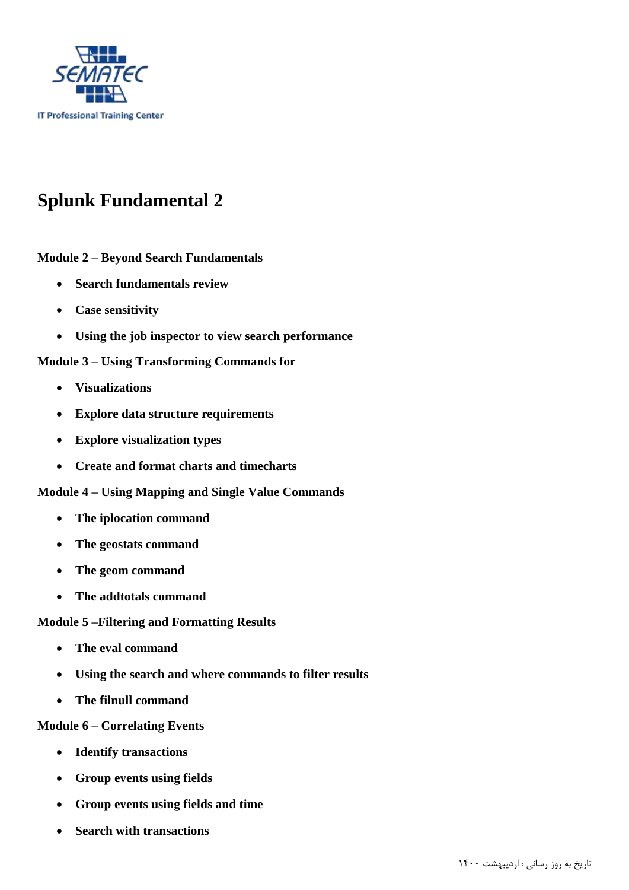SEMATEC

IT Professional Training Center

# Splunk Fundamental 2

**Module 2 – Beyond Search Fundamentals**

- **Search fundamentals review**
- **Case sensitivity**
- **Using the job inspector to view search performance**

**Module 3 – Using Transforming Commands for**

- **Visualizations**
- **Explore data structure requirements**
- **Explore visualization types**
- **Create and format charts and timecharts**

**Module 4 – Using Mapping and Single Value Commands**

- **The iplocation command**
- **The geostats command**
- **The geom command**
- **The addtotals command**

**Module 5 –Filtering and Formatting Results**

- **The eval command**
- **Using the search and where commands to filter results**
- **The filnull command**

**Module 6 – Correlating Events**

- **Identify transactions**
- **Group events using fields**
- **Group events using fields and time**
- **Search with transactions**

تاریخ به روز رسانی : اردیبهشت ۱۴۰۰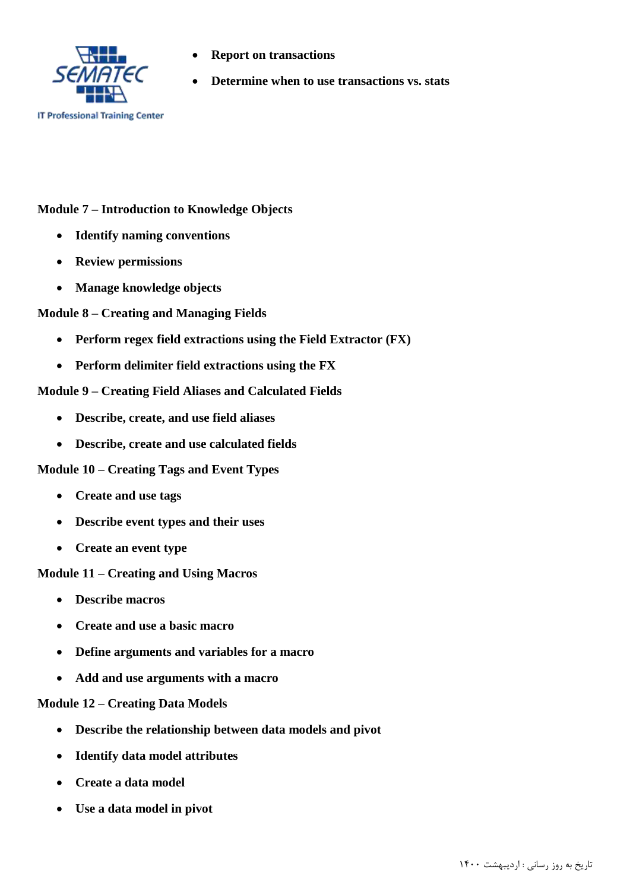- Report on transactions
- Determine when to use transactions vs. stats

**Module 7 – Introduction to Knowledge Objects**

- Identify naming conventions
- Review permissions
- Manage knowledge objects

**Module 8 – Creating and Managing Fields**

- Perform regex field extractions using the Field Extractor (FX)
- Perform delimiter field extractions using the FX

**Module 9 – Creating Field Aliases and Calculated Fields**

- Describe, create, and use field aliases
- Describe, create and use calculated fields

**Module 10 – Creating Tags and Event Types**

- Create and use tags
- Describe event types and their uses
- Create an event type

**Module 11 – Creating and Using Macros**

- Describe macros
- Create and use a basic macro
- Define arguments and variables for a macro
- Add and use arguments with a macro

**Module 12 – Creating Data Models**

- Describe the relationship between data models and pivot
- Identify data model attributes
- Create a data model
- Use a data model in pivot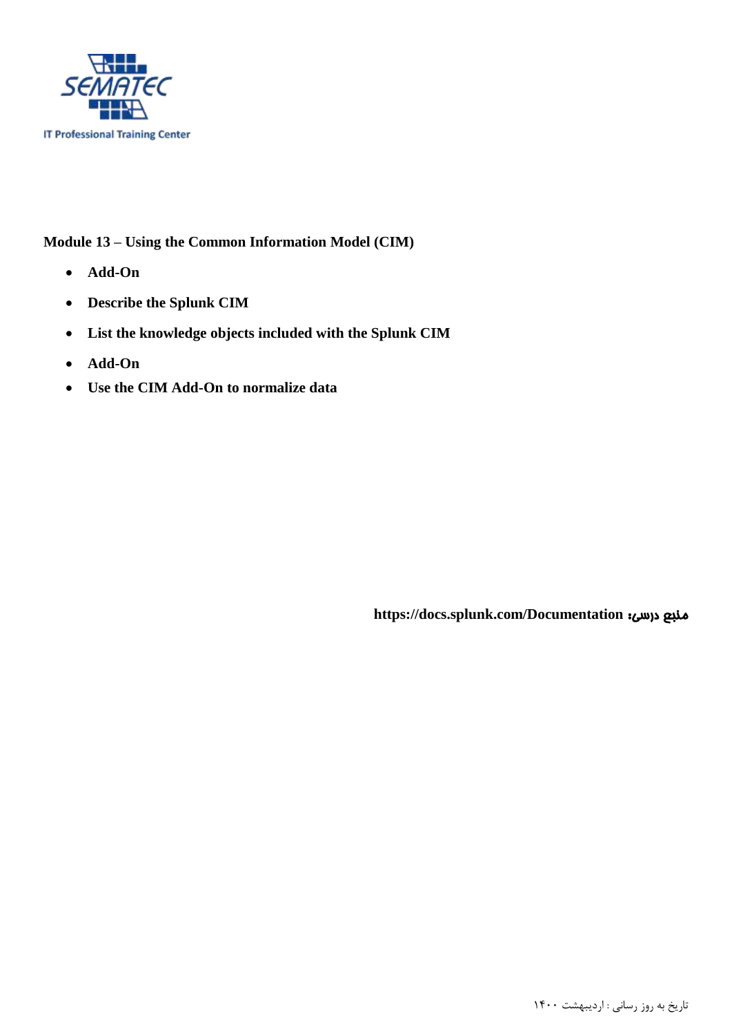**Module 13 – Using the Common Information Model (CIM)**

- **Add-On**
- **Describe the Splunk CIM**
- **List the knowledge objects included with the Splunk CIM**
- **Add-On**
- **Use the CIM Add-On to normalize data**

**منبع درسی: https://docs.splunk.com/Documentation**